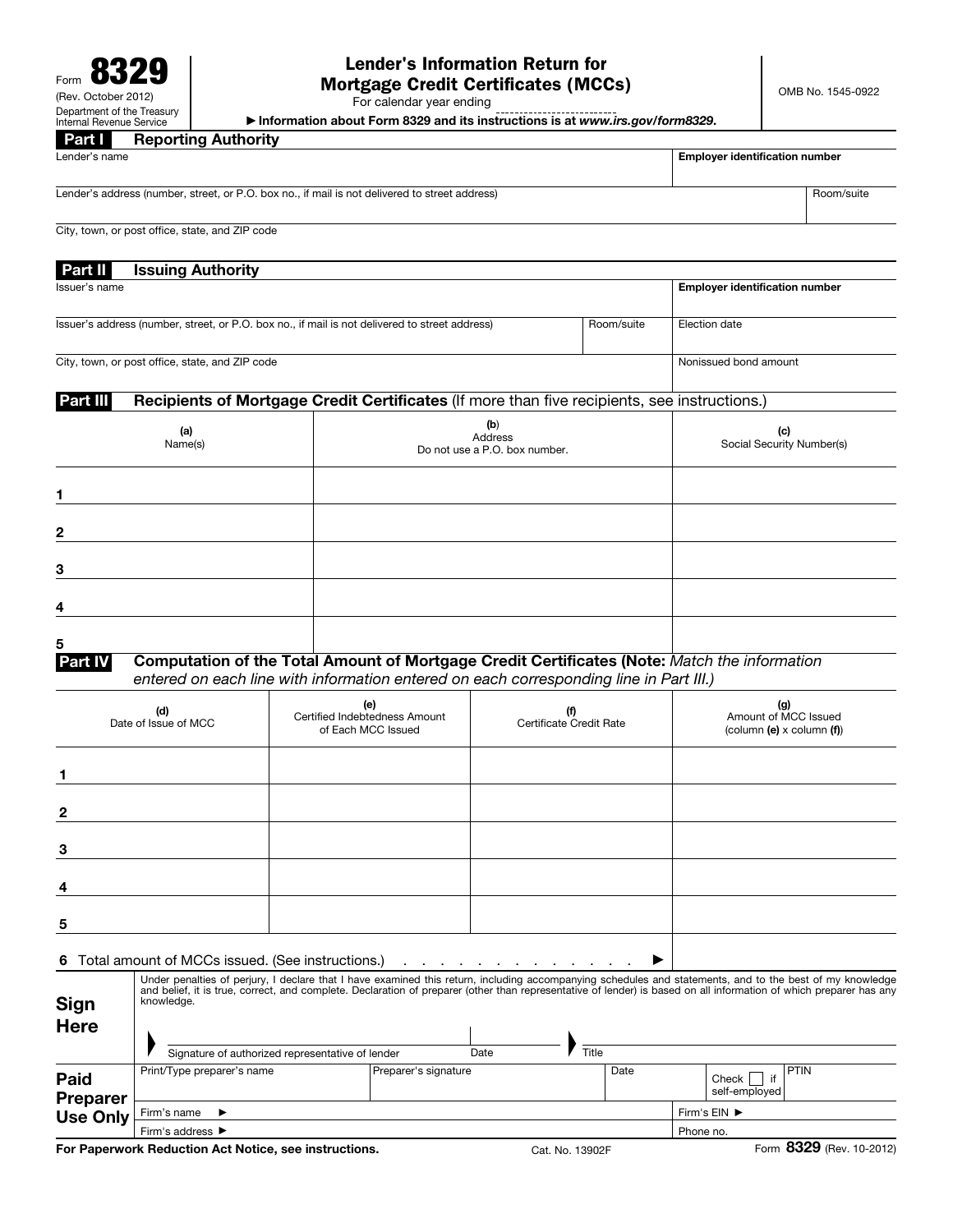Form **8329**
(Rev. October 2012)
Department of the Treasury
Internal Revenue Service

# Lender's Information Return for Mortgage Credit Certificates (MCCs)

For calendar year ending ____________

► Information about Form 8329 and its instructions is at *www.irs.gov/form8329*.

OMB No. 1545-0922

## Part I Reporting Authority

| Lender's name | | Employer identification number |
|---|---|---|
| Lender's address (number, street, or P.O. box no., if mail is not delivered to street address) | | Room/suite |
| City, town, or post office, state, and ZIP code | | |

## Part II Issuing Authority

| Issuer's name | | Employer identification number |
|---|---|---|
| Issuer's address (number, street, or P.O. box no., if mail is not delivered to street address) | Room/suite | Election date |
| City, town, or post office, state, and ZIP code | | Nonissued bond amount |

## Part III Recipients of Mortgage Credit Certificates (If more than five recipients, see instructions.)

| | (a) Name(s) | (b) Address Do not use a P.O. box number. | (c) Social Security Number(s) |
|---|---|---|---|
| 1 | | | |
| 2 | | | |
| 3 | | | |
| 4 | | | |
| 5 | | | |

## Part IV Computation of the Total Amount of Mortgage Credit Certificates (Note: *Match the information entered on each line with information entered on each corresponding line in Part III.*)

| | (d) Date of Issue of MCC | (e) Certified Indebtedness Amount of Each MCC Issued | (f) Certificate Credit Rate | (g) Amount of MCC Issued (column (e) x column (f)) |
|---|---|---|---|---|
| 1 | | | | |
| 2 | | | | |
| 3 | | | | |
| 4 | | | | |
| 5 | | | | |

**6** Total amount of MCCs issued. (See instructions.) . . . . . . . . . . . . . . . ►

**Sign Here**

Under penalties of perjury, I declare that I have examined this return, including accompanying schedules and statements, and to the best of my knowledge and belief, it is true, correct, and complete. Declaration of preparer (other than representative of lender) is based on all information of which preparer has any knowledge.

Signature of authorized representative of lender | Date | Title

**Paid Preparer Use Only**

| Print/Type preparer's name | Preparer's signature | Date | Check ☐ if self-employed | PTIN |
|---|---|---|---|---|
| Firm's name ► | | | Firm's EIN ► | |
| Firm's address ► | | | Phone no. | |

**For Paperwork Reduction Act Notice, see instructions.** Cat. No. 13902F Form **8329** (Rev. 10-2012)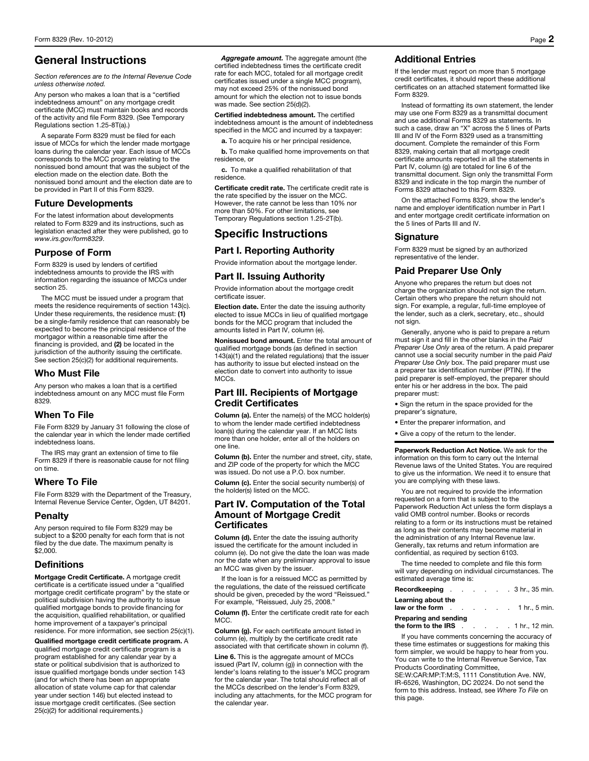# General Instructions

*Section references are to the Internal Revenue Code unless otherwise noted.*

Any person who makes a loan that is a "certified indebtedness amount" on any mortgage credit certificate (MCC) must maintain books and records of the activity and file Form 8329. (See Temporary Regulations section 1.25-8T(a).)

A separate Form 8329 must be filed for each issue of MCCs for which the lender made mortgage loans during the calendar year. Each issue of MCCs corresponds to the MCC program relating to the nonissued bond amount that was the subject of the election made on the election date. Both the nonissued bond amount and the election date are to be provided in Part II of this Form 8329.

## Future Developments

For the latest information about developments related to Form 8329 and its instructions, such as legislation enacted after they were published, go to *www.irs.gov/form8329*.

## Purpose of Form

Form 8329 is used by lenders of certified indebtedness amounts to provide the IRS with information regarding the issuance of MCCs under section 25.

The MCC must be issued under a program that meets the residence requirements of section 143(c). Under these requirements, the residence must: **(1)** be a single-family residence that can reasonably be expected to become the principal residence of the mortgagor within a reasonable time after the financing is provided, and **(2)** be located in the jurisdiction of the authority issuing the certificate. See section 25(c)(2) for additional requirements.

## Who Must File

Any person who makes a loan that is a certified indebtedness amount on any MCC must file Form 8329.

## When To File

File Form 8329 by January 31 following the close of the calendar year in which the lender made certified indebtedness loans.

The IRS may grant an extension of time to file Form 8329 if there is reasonable cause for not filing on time.

## Where To File

File Form 8329 with the Department of the Treasury, Internal Revenue Service Center, Ogden, UT 84201.

## Penalty

Any person required to file Form 8329 may be subject to a $200 penalty for each form that is not filed by the due date. The maximum penalty is $2,000.

## Definitions

**Mortgage Credit Certificate.** A mortgage credit certificate is a certificate issued under a "qualified mortgage credit certificate program" by the state or political subdivision having the authority to issue qualified mortgage bonds to provide financing for the acquisition, qualified rehabilitation, or qualified home improvement of a taxpayer's principal residence. For more information, see section 25(c)(1).

**Qualified mortgage credit certificate program.** A qualified mortgage credit certificate program is a program established for any calendar year by a state or political subdivision that is authorized to issue qualified mortgage bonds under section 143 (and for which there has been an appropriate allocation of state volume cap for that calendar year under section 146) but elected instead to issue mortgage credit certificates. (See section 25(c)(2) for additional requirements.)

***Aggregate amount.*** The aggregate amount (the certified indebtedness times the certificate credit rate for each MCC, totaled for all mortgage credit certificates issued under a single MCC program), may not exceed 25% of the nonissued bond amount for which the election not to issue bonds was made. See section 25(d)(2).

**Certified indebtedness amount.** The certified indebtedness amount is the amount of indebtedness specified in the MCC and incurred by a taxpayer:

**a.** To acquire his or her principal residence,

**b.** To make qualified home improvements on that residence, or

**c.** To make a qualified rehabilitation of that residence.

**Certificate credit rate.** The certificate credit rate is the rate specified by the issuer on the MCC. However, the rate cannot be less than 10% nor more than 50%. For other limitations, see Temporary Regulations section 1.25-2T(b).

# Specific Instructions

## Part I. Reporting Authority

Provide information about the mortgage lender.

## Part II. Issuing Authority

Provide information about the mortgage credit certificate issuer.

**Election date.** Enter the date the issuing authority elected to issue MCCs in lieu of qualified mortgage bonds for the MCC program that included the amounts listed in Part IV, column (e).

**Nonissued bond amount.** Enter the total amount of qualified mortgage bonds (as defined in section 143(a)(1) and the related regulations) that the issuer has authority to issue but elected instead on the election date to convert into authority to issue MCCs.

## Part III. Recipients of Mortgage Credit Certificates

**Column (a).** Enter the name(s) of the MCC holder(s) to whom the lender made certified indebtedness loan(s) during the calendar year. If an MCC lists more than one holder, enter all of the holders on one line.

**Column (b).** Enter the number and street, city, state, and ZIP code of the property for which the MCC was issued. Do not use a P.O. box number.

**Column (c).** Enter the social security number(s) of the holder(s) listed on the MCC.

## Part IV. Computation of the Total Amount of Mortgage Credit Certificates

**Column (d).** Enter the date the issuing authority issued the certificate for the amount included in column (e). Do not give the date the loan was made nor the date when any preliminary approval to issue an MCC was given by the issuer.

If the loan is for a reissued MCC as permitted by the regulations, the date of the reissued certificate should be given, preceded by the word "Reissued." For example, "Reissued, July 25, 2008."

**Column (f).** Enter the certificate credit rate for each MCC.

**Column (g).** For each certificate amount listed in column (e), multiply by the certificate credit rate associated with that certificate shown in column (f).

**Line 6.** This is the aggregate amount of MCCs issued (Part IV, column (g)) in connection with the lender's loans relating to the issuer's MCC program for the calendar year. The total should reflect all of the MCCs described on the lender's Form 8329, including any attachments, for the MCC program for the calendar year.

## Additional Entries

If the lender must report on more than 5 mortgage credit certificates, it should report these additional certificates on an attached statement formatted like Form 8329.

Instead of formatting its own statement, the lender may use one Form 8329 as a transmittal document and use additional Forms 8329 as statements. In such a case, draw an "X" across the 5 lines of Parts III and IV of the Form 8329 used as a transmitting document. Complete the remainder of this Form 8329, making certain that all mortgage credit certificate amounts reported in all the statements in Part IV, column (g) are totaled for line 6 of the transmittal document. Sign only the transmittal Form 8329 and indicate in the top margin the number of Forms 8329 attached to this Form 8329.

On the attached Forms 8329, show the lender's name and employer identification number in Part I and enter mortgage credit certificate information on the 5 lines of Parts III and IV.

## Signature

Form 8329 must be signed by an authorized representative of the lender.

## Paid Preparer Use Only

Anyone who prepares the return but does not charge the organization should not sign the return. Certain others who prepare the return should not sign. For example, a regular, full-time employee of the lender, such as a clerk, secretary, etc., should not sign.

Generally, anyone who is paid to prepare a return must sign it and fill in the other blanks in the *Paid Preparer Use Only* area of the return. A paid preparer cannot use a social security number in the paid *Paid Preparer Use Only* box. The paid preparer must use a preparer tax identification number (PTIN). If the paid preparer is self-employed, the preparer should enter his or her address in the box. The paid preparer must:

- Sign the return in the space provided for the preparer's signature,
- Enter the preparer information, and
- Give a copy of the return to the lender.

**Paperwork Reduction Act Notice.** We ask for the information on this form to carry out the Internal Revenue laws of the United States. You are required to give us the information. We need it to ensure that you are complying with these laws.

You are not required to provide the information requested on a form that is subject to the Paperwork Reduction Act unless the form displays a valid OMB control number. Books or records relating to a form or its instructions must be retained as long as their contents may become material in the administration of any Internal Revenue law. Generally, tax returns and return information are confidential, as required by section 6103.

The time needed to complete and file this form will vary depending on individual circumstances. The estimated average time is:

| | |
|---|---|
| **Recordkeeping** | 3 hr., 35 min. |
| **Learning about the law or the form** | 1 hr., 5 min. |
| **Preparing and sending the form to the IRS** | 1 hr., 12 min. |

If you have comments concerning the accuracy of these time estimates or suggestions for making this form simpler, we would be happy to hear from you. You can write to the Internal Revenue Service, Tax Products Coordinating Committee, SE:W:CAR:MP:T:M:S, 1111 Constitution Ave. NW, IR-6526, Washington, DC 20224. Do not send the form to this address. Instead, see *Where To File* on this page.